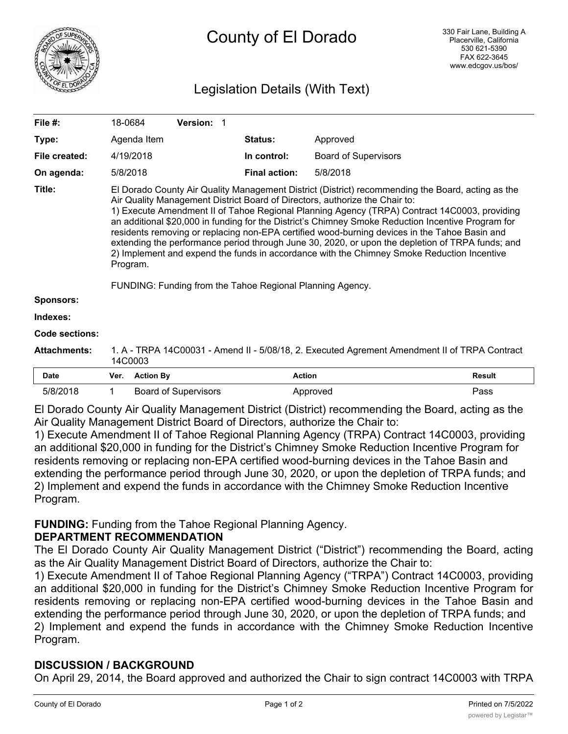# County of El Dorado

330 Fair Lane, Building A
Placerville, California
530 621-5390
FAX 622-3645
www.edcgov.us/bos/

## Legislation Details (With Text)

| | | | | |
|---|---|---|---|---|
| **File #:** | 18-0684 | **Version:** 1 | | |
| **Type:** | Agenda Item | | **Status:** | Approved |
| **File created:** | 4/19/2018 | | **In control:** | Board of Supervisors |
| **On agenda:** | 5/8/2018 | | **Final action:** | 5/8/2018 |

**Title:** El Dorado County Air Quality Management District (District) recommending the Board, acting as the Air Quality Management District Board of Directors, authorize the Chair to:
1) Execute Amendment II of Tahoe Regional Planning Agency (TRPA) Contract 14C0003, providing an additional $20,000 in funding for the District's Chimney Smoke Reduction Incentive Program for residents removing or replacing non-EPA certified wood-burning devices in the Tahoe Basin and extending the performance period through June 30, 2020, or upon the depletion of TRPA funds; and
2) Implement and expend the funds in accordance with the Chimney Smoke Reduction Incentive Program.

FUNDING: Funding from the Tahoe Regional Planning Agency.

**Sponsors:**

**Indexes:**

**Code sections:**

**Attachments:** 1. A - TRPA 14C00031 - Amend II - 5/08/18, 2. Executed Agrement Amendment II of TRPA Contract 14C0003

| Date | Ver. | Action By | Action | Result |
|---|---|---|---|---|
| 5/8/2018 | 1 | Board of Supervisors | Approved | Pass |

El Dorado County Air Quality Management District (District) recommending the Board, acting as the Air Quality Management District Board of Directors, authorize the Chair to:
1) Execute Amendment II of Tahoe Regional Planning Agency (TRPA) Contract 14C0003, providing an additional $20,000 in funding for the District's Chimney Smoke Reduction Incentive Program for residents removing or replacing non-EPA certified wood-burning devices in the Tahoe Basin and extending the performance period through June 30, 2020, or upon the depletion of TRPA funds; and
2) Implement and expend the funds in accordance with the Chimney Smoke Reduction Incentive Program.

**FUNDING:** Funding from the Tahoe Regional Planning Agency.

**DEPARTMENT RECOMMENDATION**

The El Dorado County Air Quality Management District ("District") recommending the Board, acting as the Air Quality Management District Board of Directors, authorize the Chair to:
1) Execute Amendment II of Tahoe Regional Planning Agency ("TRPA") Contract 14C0003, providing an additional $20,000 in funding for the District's Chimney Smoke Reduction Incentive Program for residents removing or replacing non-EPA certified wood-burning devices in the Tahoe Basin and extending the performance period through June 30, 2020, or upon the depletion of TRPA funds; and
2) Implement and expend the funds in accordance with the Chimney Smoke Reduction Incentive Program.

**DISCUSSION / BACKGROUND**

On April 29, 2014, the Board approved and authorized the Chair to sign contract 14C0003 with TRPA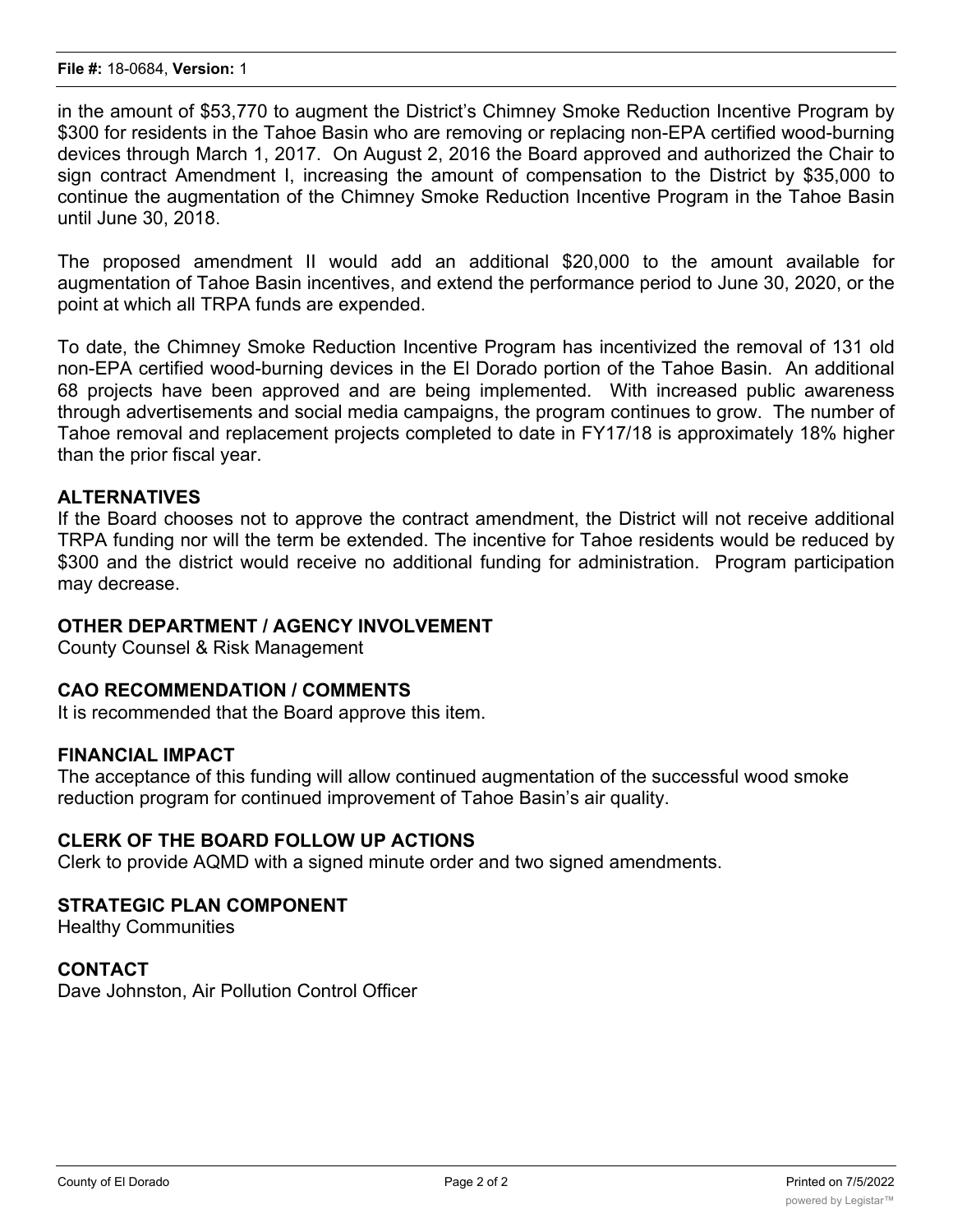in the amount of $53,770 to augment the District's Chimney Smoke Reduction Incentive Program by $300 for residents in the Tahoe Basin who are removing or replacing non-EPA certified wood-burning devices through March 1, 2017. On August 2, 2016 the Board approved and authorized the Chair to sign contract Amendment I, increasing the amount of compensation to the District by $35,000 to continue the augmentation of the Chimney Smoke Reduction Incentive Program in the Tahoe Basin until June 30, 2018.

The proposed amendment II would add an additional $20,000 to the amount available for augmentation of Tahoe Basin incentives, and extend the performance period to June 30, 2020, or the point at which all TRPA funds are expended.

To date, the Chimney Smoke Reduction Incentive Program has incentivized the removal of 131 old non-EPA certified wood-burning devices in the El Dorado portion of the Tahoe Basin. An additional 68 projects have been approved and are being implemented. With increased public awareness through advertisements and social media campaigns, the program continues to grow. The number of Tahoe removal and replacement projects completed to date in FY17/18 is approximately 18% higher than the prior fiscal year.

**ALTERNATIVES**

If the Board chooses not to approve the contract amendment, the District will not receive additional TRPA funding nor will the term be extended. The incentive for Tahoe residents would be reduced by $300 and the district would receive no additional funding for administration. Program participation may decrease.

**OTHER DEPARTMENT / AGENCY INVOLVEMENT**

County Counsel & Risk Management

**CAO RECOMMENDATION / COMMENTS**

It is recommended that the Board approve this item.

**FINANCIAL IMPACT**

The acceptance of this funding will allow continued augmentation of the successful wood smoke reduction program for continued improvement of Tahoe Basin's air quality.

**CLERK OF THE BOARD FOLLOW UP ACTIONS**

Clerk to provide AQMD with a signed minute order and two signed amendments.

**STRATEGIC PLAN COMPONENT**

Healthy Communities

**CONTACT**

Dave Johnston, Air Pollution Control Officer